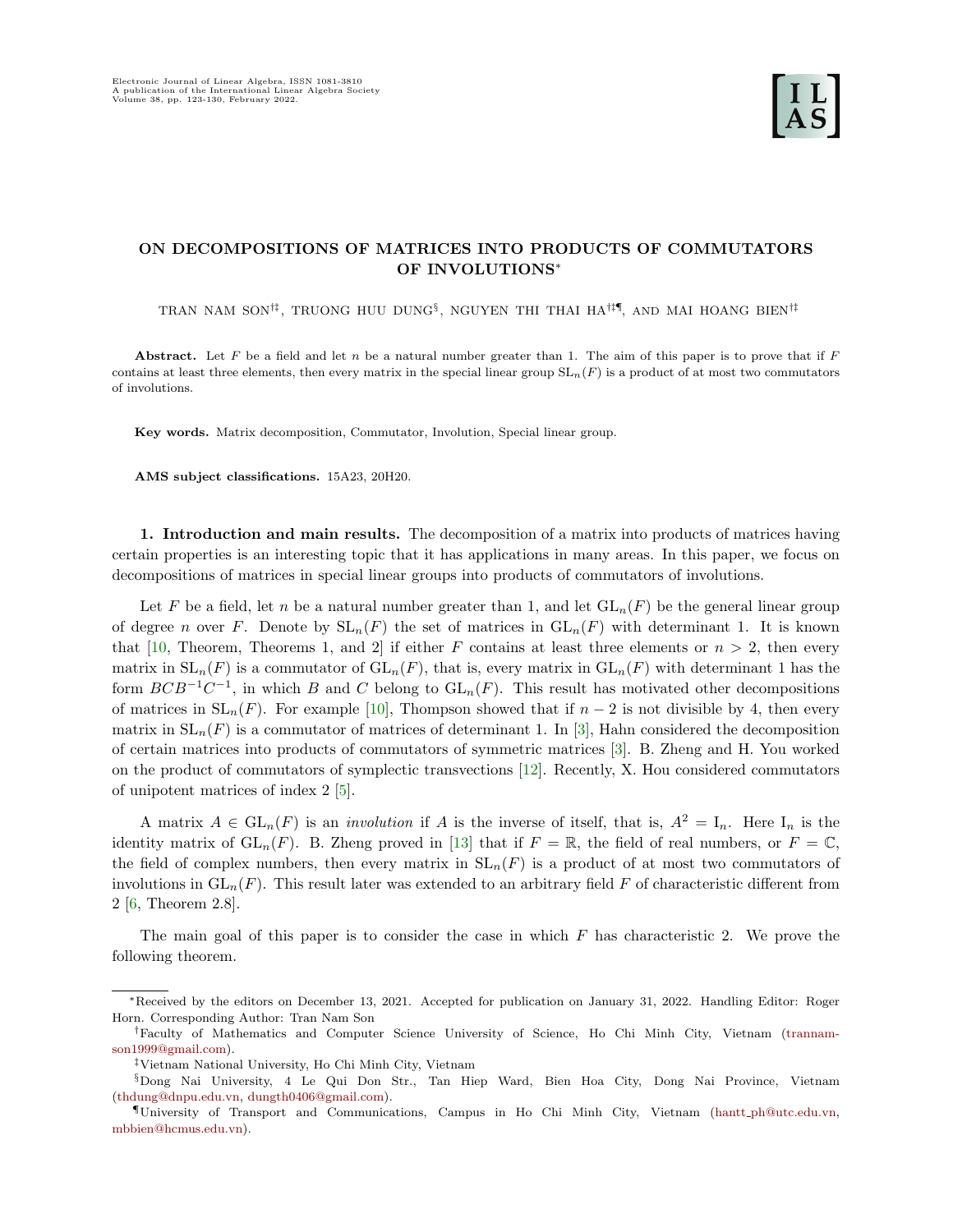# ON DECOMPOSITIONS OF MATRICES INTO PRODUCTS OF COMMUTATORS OF INVOLUTIONS*

TRAN NAM SON[†‡], TRUONG HUU DUNG[§], NGUYEN THI THAI HA[†‡¶], AND MAI HOANG BIEN[†‡]

**Abstract.** Let $F$ be a field and let $n$ be a natural number greater than 1. The aim of this paper is to prove that if $F$ contains at least three elements, then every matrix in the special linear group $\mathrm{SL}_n(F)$ is a product of at most two commutators of involutions.

**Key words.** Matrix decomposition, Commutator, Involution, Special linear group.

**AMS subject classifications.** 15A23, 20H20.

## 1. Introduction and main results.

The decomposition of a matrix into products of matrices having certain properties is an interesting topic that it has applications in many areas. In this paper, we focus on decompositions of matrices in special linear groups into products of commutators of involutions.

Let $F$ be a field, let $n$ be a natural number greater than 1, and let $\mathrm{GL}_n(F)$ be the general linear group of degree $n$ over $F$. Denote by $\mathrm{SL}_n(F)$ the set of matrices in $\mathrm{GL}_n(F)$ with determinant 1. It is known that [10, Theorem, Theorems 1, and 2] if either $F$ contains at least three elements or $n > 2$, then every matrix in $\mathrm{SL}_n(F)$ is a commutator of $\mathrm{GL}_n(F)$, that is, every matrix in $\mathrm{GL}_n(F)$ with determinant 1 has the form $BCB^{-1}C^{-1}$, in which $B$ and $C$ belong to $\mathrm{GL}_n(F)$. This result has motivated other decompositions of matrices in $\mathrm{SL}_n(F)$. For example [10], Thompson showed that if $n-2$ is not divisible by 4, then every matrix in $\mathrm{SL}_n(F)$ is a commutator of matrices of determinant 1. In [3], Hahn considered the decomposition of certain matrices into products of commutators of symmetric matrices [3]. B. Zheng and H. You worked on the product of commutators of symplectic transvections [12]. Recently, X. Hou considered commutators of unipotent matrices of index 2 [5].

A matrix $A \in \mathrm{GL}_n(F)$ is an *involution* if $A$ is the inverse of itself, that is, $A^2 = \mathrm{I}_n$. Here $\mathrm{I}_n$ is the identity matrix of $\mathrm{GL}_n(F)$. B. Zheng proved in [13] that if $F = \mathbb{R}$, the field of real numbers, or $F = \mathbb{C}$, the field of complex numbers, then every matrix in $\mathrm{SL}_n(F)$ is a product of at most two commutators of involutions in $\mathrm{GL}_n(F)$. This result later was extended to an arbitrary field $F$ of characteristic different from 2 [6, Theorem 2.8].

The main goal of this paper is to consider the case in which $F$ has characteristic 2. We prove the following theorem.

---

*Received by the editors on December 13, 2021. Accepted for publication on January 31, 2022. Handling Editor: Roger Horn. Corresponding Author: Tran Nam Son

†Faculty of Mathematics and Computer Science University of Science, Ho Chi Minh City, Vietnam (trannamson1999@gmail.com).

‡Vietnam National University, Ho Chi Minh City, Vietnam

§Dong Nai University, 4 Le Qui Don Str., Tan Hiep Ward, Bien Hoa City, Dong Nai Province, Vietnam (thdung@dnpu.edu.vn, dungth0406@gmail.com).

¶University of Transport and Communications, Campus in Ho Chi Minh City, Vietnam (hantt_ph@utc.edu.vn, mbbien@hcmus.edu.vn).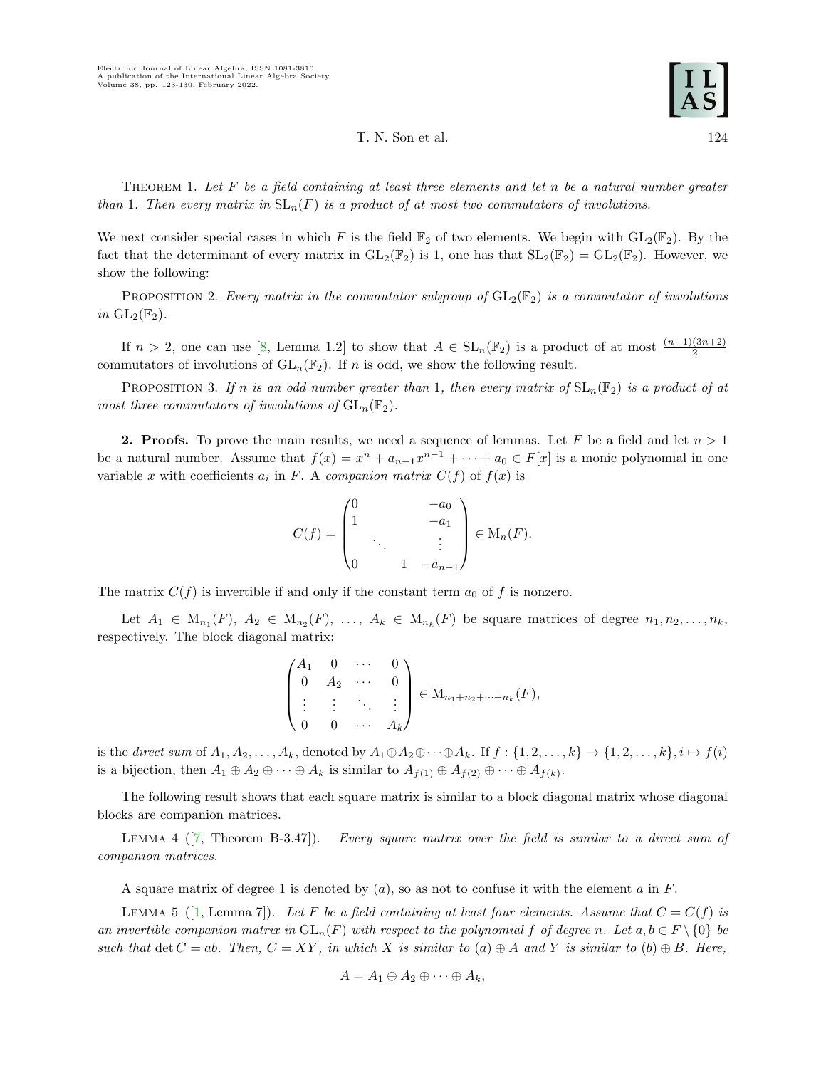Theorem 1. *Let $F$ be a field containing at least three elements and let $n$ be a natural number greater than 1. Then every matrix in $\mathrm{SL}_n(F)$ is a product of at most two commutators of involutions.*

We next consider special cases in which $F$ is the field $\mathbb{F}_2$ of two elements. We begin with $\mathrm{GL}_2(\mathbb{F}_2)$. By the fact that the determinant of every matrix in $\mathrm{GL}_2(\mathbb{F}_2)$ is 1, one has that $\mathrm{SL}_2(\mathbb{F}_2) = \mathrm{GL}_2(\mathbb{F}_2)$. However, we show the following:

Proposition 2. *Every matrix in the commutator subgroup of $\mathrm{GL}_2(\mathbb{F}_2)$ is a commutator of involutions in $\mathrm{GL}_2(\mathbb{F}_2)$.*

If $n > 2$, one can use [8, Lemma 1.2] to show that $A \in \mathrm{SL}_n(\mathbb{F}_2)$ is a product of at most $\frac{(n-1)(3n+2)}{2}$ commutators of involutions of $\mathrm{GL}_n(\mathbb{F}_2)$. If $n$ is odd, we show the following result.

Proposition 3. *If $n$ is an odd number greater than 1, then every matrix of $\mathrm{SL}_n(\mathbb{F}_2)$ is a product of at most three commutators of involutions of $\mathrm{GL}_n(\mathbb{F}_2)$.*

## 2. Proofs.

To prove the main results, we need a sequence of lemmas. Let $F$ be a field and let $n > 1$ be a natural number. Assume that $f(x) = x^n + a_{n-1}x^{n-1} + \cdots + a_0 \in F[x]$ is a monic polynomial in one variable $x$ with coefficients $a_i$ in $F$. A *companion matrix* $C(f)$ of $f(x)$ is

$$C(f) = \begin{pmatrix} 0 & & & -a_0 \\ 1 & & & -a_1 \\ & \ddots & & \vdots \\ 0 & & 1 & -a_{n-1} \end{pmatrix} \in \mathrm{M}_n(F).$$

The matrix $C(f)$ is invertible if and only if the constant term $a_0$ of $f$ is nonzero.

Let $A_1 \in \mathrm{M}_{n_1}(F)$, $A_2 \in \mathrm{M}_{n_2}(F)$, $\ldots$, $A_k \in \mathrm{M}_{n_k}(F)$ be square matrices of degree $n_1, n_2, \ldots, n_k$, respectively. The block diagonal matrix:

$$\begin{pmatrix} A_1 & 0 & \cdots & 0 \\ 0 & A_2 & \cdots & 0 \\ \vdots & \vdots & \ddots & \vdots \\ 0 & 0 & \cdots & A_k \end{pmatrix} \in \mathrm{M}_{n_1+n_2+\cdots+n_k}(F),$$

is the *direct sum* of $A_1, A_2, \ldots, A_k$, denoted by $A_1 \oplus A_2 \oplus \cdots \oplus A_k$. If $f : \{1, 2, \ldots, k\} \to \{1, 2, \ldots, k\}, i \mapsto f(i)$ is a bijection, then $A_1 \oplus A_2 \oplus \cdots \oplus A_k$ is similar to $A_{f(1)} \oplus A_{f(2)} \oplus \cdots \oplus A_{f(k)}$.

The following result shows that each square matrix is similar to a block diagonal matrix whose diagonal blocks are companion matrices.

Lemma 4 ([7, Theorem B-3.47]). *Every square matrix over the field is similar to a direct sum of companion matrices.*

A square matrix of degree 1 is denoted by $(a)$, so as not to confuse it with the element $a$ in $F$.

Lemma 5 ([1, Lemma 7]). *Let $F$ be a field containing at least four elements. Assume that $C = C(f)$ is an invertible companion matrix in $\mathrm{GL}_n(F)$ with respect to the polynomial $f$ of degree $n$. Let $a, b \in F \setminus \{0\}$ be such that $\det C = ab$. Then, $C = XY$, in which $X$ is similar to $(a) \oplus A$ and $Y$ is similar to $(b) \oplus B$. Here,*

$$A = A_1 \oplus A_2 \oplus \cdots \oplus A_k,$$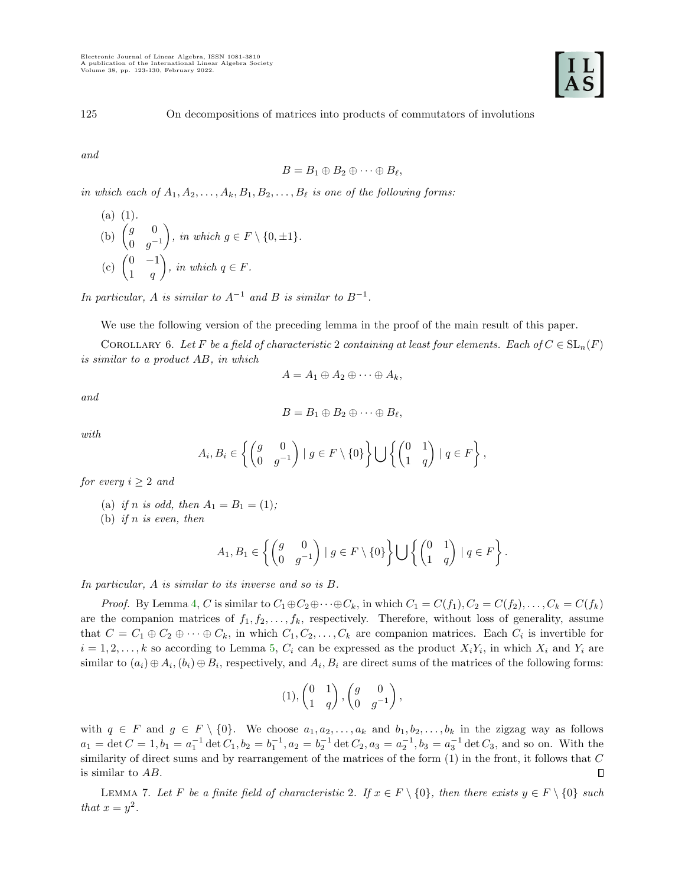*and*

$$B = B_1 \oplus B_2 \oplus \cdots \oplus B_\ell,$$

*in which each of* $A_1, A_2, \ldots, A_k, B_1, B_2, \ldots, B_\ell$ *is one of the following forms:*

(a) $(1)$.

(b) $\begin{pmatrix} g & 0 \\ 0 & g^{-1} \end{pmatrix}$, *in which* $g \in F \setminus \{0, \pm 1\}$.

(c) $\begin{pmatrix} 0 & -1 \\ 1 & q \end{pmatrix}$, *in which* $q \in F$.

*In particular,* $A$ *is similar to* $A^{-1}$ *and* $B$ *is similar to* $B^{-1}$.

We use the following version of the preceding lemma in the proof of the main result of this paper.

Corollary 6. *Let* $F$ *be a field of characteristic* 2 *containing at least four elements. Each of* $C \in \mathrm{SL}_n(F)$ *is similar to a product* $AB$*, in which*

$$A = A_1 \oplus A_2 \oplus \cdots \oplus A_k,$$

*and*

$$B = B_1 \oplus B_2 \oplus \cdots \oplus B_\ell,$$

*with*

$$A_i, B_i \in \left\{ \begin{pmatrix} g & 0 \\ 0 & g^{-1} \end{pmatrix} \mid g \in F \setminus \{0\} \right\} \bigcup \left\{ \begin{pmatrix} 0 & 1 \\ 1 & q \end{pmatrix} \mid q \in F \right\},$$

*for every* $i \geq 2$ *and*

(a) *if* $n$ *is odd, then* $A_1 = B_1 = (1)$;

(b) *if* $n$ *is even, then*

$$A_1, B_1 \in \left\{ \begin{pmatrix} g & 0 \\ 0 & g^{-1} \end{pmatrix} \mid g \in F \setminus \{0\} \right\} \bigcup \left\{ \begin{pmatrix} 0 & 1 \\ 1 & q \end{pmatrix} \mid q \in F \right\}.$$

*In particular,* $A$ *is similar to its inverse and so is* $B$.

*Proof.* By Lemma 4, $C$ is similar to $C_1 \oplus C_2 \oplus \cdots \oplus C_k$, in which $C_1 = C(f_1), C_2 = C(f_2), \ldots, C_k = C(f_k)$ are the companion matrices of $f_1, f_2, \ldots, f_k$, respectively. Therefore, without loss of generality, assume that $C = C_1 \oplus C_2 \oplus \cdots \oplus C_k$, in which $C_1, C_2, \ldots, C_k$ are companion matrices. Each $C_i$ is invertible for $i = 1, 2, \ldots, k$ so according to Lemma 5, $C_i$ can be expressed as the product $X_i Y_i$, in which $X_i$ and $Y_i$ are similar to $(a_i) \oplus A_i, (b_i) \oplus B_i$, respectively, and $A_i, B_i$ are direct sums of the matrices of the following forms:

$$(1), \begin{pmatrix} 0 & 1 \\ 1 & q \end{pmatrix}, \begin{pmatrix} g & 0 \\ 0 & g^{-1} \end{pmatrix},$$

with $q \in F$ and $g \in F \setminus \{0\}$. We choose $a_1, a_2, \ldots, a_k$ and $b_1, b_2, \ldots, b_k$ in the zigzag way as follows $a_1 = \det C = 1, b_1 = a_1^{-1} \det C_1, b_2 = b_1^{-1}, a_2 = b_2^{-1} \det C_2, a_3 = a_2^{-1}, b_3 = a_3^{-1} \det C_3$, and so on. With the similarity of direct sums and by rearrangement of the matrices of the form (1) in the front, it follows that $C$ is similar to $AB$. $\square$

Lemma 7. *Let* $F$ *be a finite field of characteristic* 2. *If* $x \in F \setminus \{0\}$*, then there exists* $y \in F \setminus \{0\}$ *such that* $x = y^2$.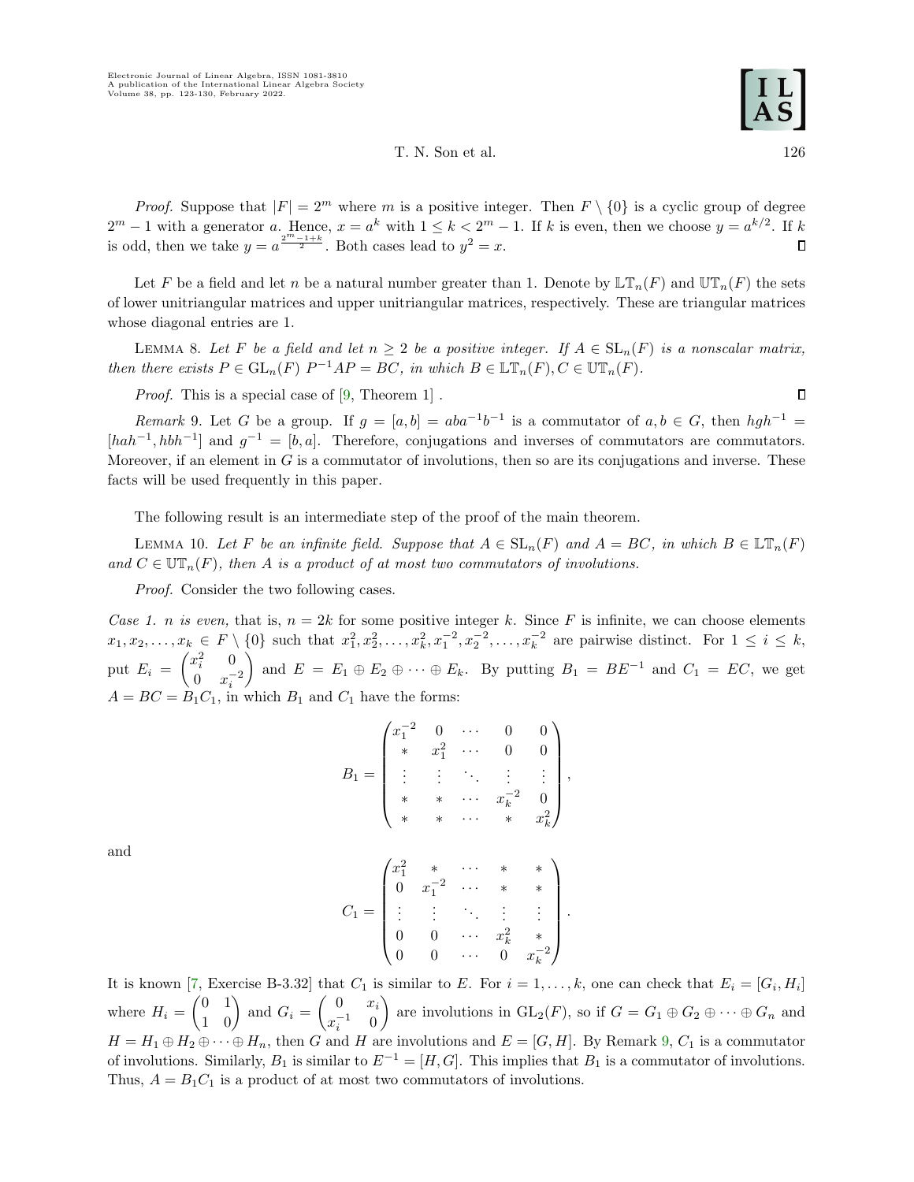*Proof.* Suppose that $|F| = 2^m$ where $m$ is a positive integer. Then $F \setminus \{0\}$ is a cyclic group of degree $2^m - 1$ with a generator $a$. Hence, $x = a^k$ with $1 \le k < 2^m - 1$. If $k$ is even, then we choose $y = a^{k/2}$. If $k$ is odd, then we take $y = a^{\frac{2^m-1+k}{2}}$. Both cases lead to $y^2 = x$. ◻

Let $F$ be a field and let $n$ be a natural number greater than 1. Denote by $\mathbb{LT}_n(F)$ and $\mathbb{UT}_n(F)$ the sets of lower unitriangular matrices and upper unitriangular matrices, respectively. These are triangular matrices whose diagonal entries are 1.

Lemma 8. *Let $F$ be a field and let $n \ge 2$ be a positive integer. If $A \in \mathrm{SL}_n(F)$ is a nonscalar matrix, then there exists $P \in \mathrm{GL}_n(F)$ $P^{-1}AP = BC$, in which $B \in \mathbb{LT}_n(F), C \in \mathbb{UT}_n(F)$.*

*Proof.* This is a special case of [9, Theorem 1] . ◻

*Remark* 9. Let $G$ be a group. If $g = [a, b] = aba^{-1}b^{-1}$ is a commutator of $a, b \in G$, then $hgh^{-1} = [hah^{-1}, hbh^{-1}]$ and $g^{-1} = [b, a]$. Therefore, conjugations and inverses of commutators are commutators. Moreover, if an element in $G$ is a commutator of involutions, then so are its conjugations and inverse. These facts will be used frequently in this paper.

The following result is an intermediate step of the proof of the main theorem.

Lemma 10. *Let $F$ be an infinite field. Suppose that $A \in \mathrm{SL}_n(F)$ and $A = BC$, in which $B \in \mathbb{LT}_n(F)$ and $C \in \mathbb{UT}_n(F)$, then $A$ is a product of at most two commutators of involutions.*

*Proof.* Consider the two following cases.

*Case 1. $n$ is even,* that is, $n = 2k$ for some positive integer $k$. Since $F$ is infinite, we can choose elements $x_1, x_2, \ldots, x_k \in F \setminus \{0\}$ such that $x_1^2, x_2^2, \ldots, x_k^2, x_1^{-2}, x_2^{-2}, \ldots, x_k^{-2}$ are pairwise distinct. For $1 \le i \le k$, put $E_i = \begin{pmatrix} x_i^2 & 0 \\ 0 & x_i^{-2} \end{pmatrix}$ and $E = E_1 \oplus E_2 \oplus \cdots \oplus E_k$. By putting $B_1 = BE^{-1}$ and $C_1 = EC$, we get $A = BC = B_1C_1$, in which $B_1$ and $C_1$ have the forms:

$$B_1 = \begin{pmatrix} x_1^{-2} & 0 & \cdots & 0 & 0 \\ * & x_1^2 & \cdots & 0 & 0 \\ \vdots & \vdots & \ddots & \vdots & \vdots \\ * & * & \cdots & x_k^{-2} & 0 \\ * & * & \cdots & * & x_k^2 \end{pmatrix},$$

and

$$C_1 = \begin{pmatrix} x_1^2 & * & \cdots & * & * \\ 0 & x_1^{-2} & \cdots & * & * \\ \vdots & \vdots & \ddots & \vdots & \vdots \\ 0 & 0 & \cdots & x_k^2 & * \\ 0 & 0 & \cdots & 0 & x_k^{-2} \end{pmatrix}.$$

It is known [7, Exercise B-3.32] that $C_1$ is similar to $E$. For $i = 1, \ldots, k$, one can check that $E_i = [G_i, H_i]$ where $H_i = \begin{pmatrix} 0 & 1 \\ 1 & 0 \end{pmatrix}$ and $G_i = \begin{pmatrix} 0 & x_i \\ x_i^{-1} & 0 \end{pmatrix}$ are involutions in $\mathrm{GL}_2(F)$, so if $G = G_1 \oplus G_2 \oplus \cdots \oplus G_n$ and $H = H_1 \oplus H_2 \oplus \cdots \oplus H_n$, then $G$ and $H$ are involutions and $E = [G, H]$. By Remark 9, $C_1$ is a commutator of involutions. Similarly, $B_1$ is similar to $E^{-1} = [H, G]$. This implies that $B_1$ is a commutator of involutions. Thus, $A = B_1C_1$ is a product of at most two commutators of involutions.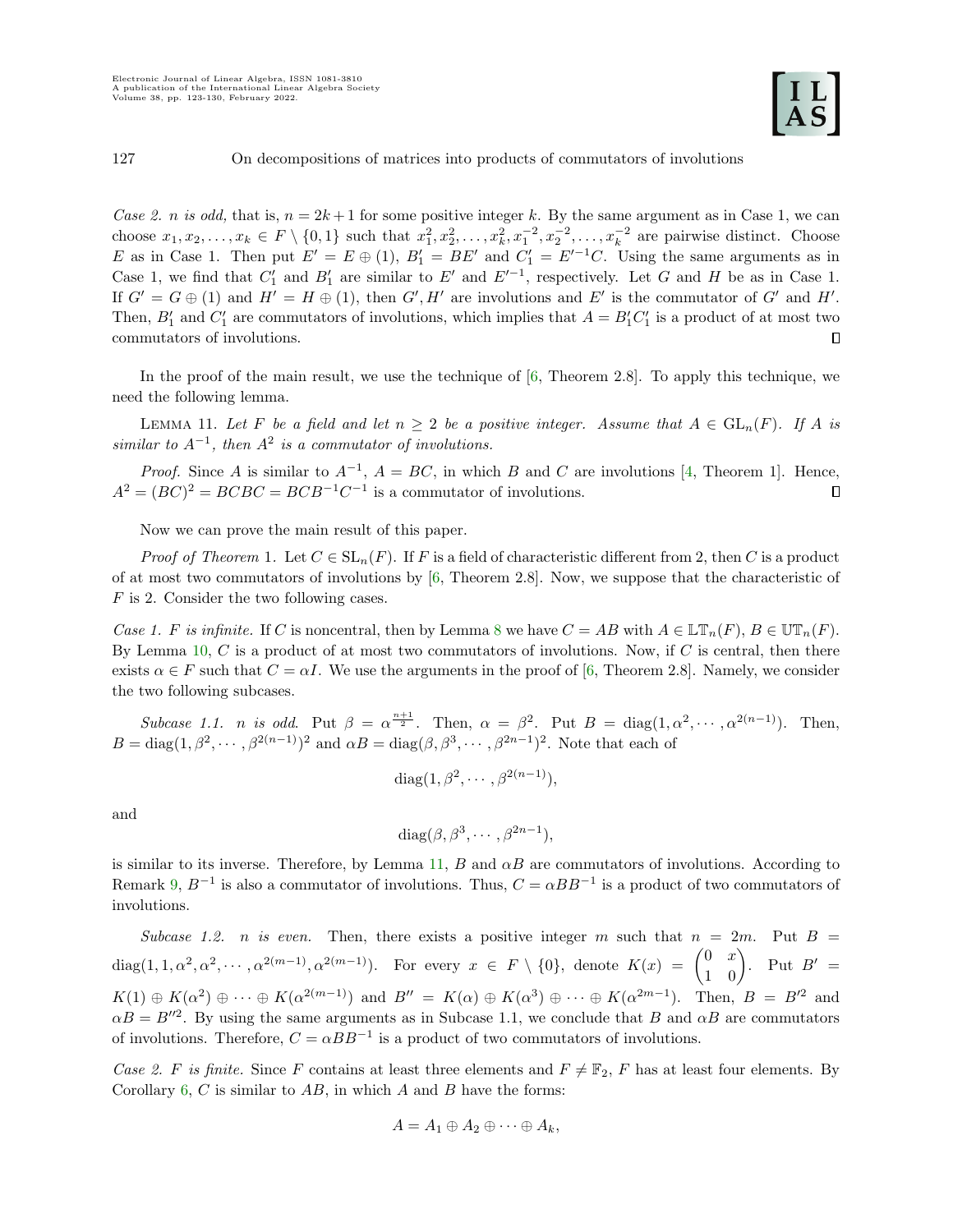*Case 2. n is odd,* that is, $n = 2k+1$ for some positive integer $k$. By the same argument as in Case 1, we can choose $x_1, x_2, \ldots, x_k \in F \setminus \{0,1\}$ such that $x_1^2, x_2^2, \ldots, x_k^2, x_1^{-2}, x_2^{-2}, \ldots, x_k^{-2}$ are pairwise distinct. Choose $E$ as in Case 1. Then put $E' = E \oplus (1)$, $B_1' = BE'$ and $C_1' = E'^{-1}C$. Using the same arguments as in Case 1, we find that $C_1'$ and $B_1'$ are similar to $E'$ and $E'^{-1}$, respectively. Let $G$ and $H$ be as in Case 1. If $G' = G \oplus (1)$ and $H' = H \oplus (1)$, then $G', H'$ are involutions and $E'$ is the commutator of $G'$ and $H'$. Then, $B_1'$ and $C_1'$ are commutators of involutions, which implies that $A = B_1'C_1'$ is a product of at most two commutators of involutions. ∎

In the proof of the main result, we use the technique of [6, Theorem 2.8]. To apply this technique, we need the following lemma.

Lemma 11. *Let $F$ be a field and let $n \geq 2$ be a positive integer. Assume that $A \in \mathrm{GL}_n(F)$. If $A$ is similar to $A^{-1}$, then $A^2$ is a commutator of involutions.*

*Proof.* Since $A$ is similar to $A^{-1}$, $A = BC$, in which $B$ and $C$ are involutions [4, Theorem 1]. Hence, $A^2 = (BC)^2 = BCBC = BCB^{-1}C^{-1}$ is a commutator of involutions. ∎

Now we can prove the main result of this paper.

*Proof of Theorem* 1. Let $C \in \mathrm{SL}_n(F)$. If $F$ is a field of characteristic different from 2, then $C$ is a product of at most two commutators of involutions by [6, Theorem 2.8]. Now, we suppose that the characteristic of $F$ is 2. Consider the two following cases.

*Case 1. F is infinite.* If $C$ is noncentral, then by Lemma 8 we have $C = AB$ with $A \in \mathbb{LT}_n(F)$, $B \in \mathbb{UT}_n(F)$. By Lemma 10, $C$ is a product of at most two commutators of involutions. Now, if $C$ is central, then there exists $\alpha \in F$ such that $C = \alpha I$. We use the arguments in the proof of [6, Theorem 2.8]. Namely, we consider the two following subcases.

*Subcase 1.1. n is odd.* Put $\beta = \alpha^{\frac{n+1}{2}}$. Then, $\alpha = \beta^2$. Put $B = \mathrm{diag}(1, \alpha^2, \cdots, \alpha^{2(n-1)})$. Then, $B = \mathrm{diag}(1, \beta^2, \cdots, \beta^{2(n-1)})^2$ and $\alpha B = \mathrm{diag}(\beta, \beta^3, \cdots, \beta^{2n-1})^2$. Note that each of

$$\mathrm{diag}(1, \beta^2, \cdots, \beta^{2(n-1)}),$$

and

$$\mathrm{diag}(\beta, \beta^3, \cdots, \beta^{2n-1}),$$

is similar to its inverse. Therefore, by Lemma 11, $B$ and $\alpha B$ are commutators of involutions. According to Remark 9, $B^{-1}$ is also a commutator of involutions. Thus, $C = \alpha B B^{-1}$ is a product of two commutators of involutions.

*Subcase 1.2. n is even.* Then, there exists a positive integer $m$ such that $n = 2m$. Put $B = \mathrm{diag}(1, 1, \alpha^2, \alpha^2, \cdots, \alpha^{2(m-1)}, \alpha^{2(m-1)})$. For every $x \in F \setminus \{0\}$, denote $K(x) = \begin{pmatrix} 0 & x \\ 1 & 0 \end{pmatrix}$. Put $B' = K(1) \oplus K(\alpha^2) \oplus \cdots \oplus K(\alpha^{2(m-1)})$ and $B'' = K(\alpha) \oplus K(\alpha^3) \oplus \cdots \oplus K(\alpha^{2m-1})$. Then, $B = B'^2$ and $\alpha B = B''^2$. By using the same arguments as in Subcase 1.1, we conclude that $B$ and $\alpha B$ are commutators of involutions. Therefore, $C = \alpha B B^{-1}$ is a product of two commutators of involutions.

*Case 2. F is finite.* Since $F$ contains at least three elements and $F \neq \mathbb{F}_2$, $F$ has at least four elements. By Corollary 6, $C$ is similar to $AB$, in which $A$ and $B$ have the forms:

$$A = A_1 \oplus A_2 \oplus \cdots \oplus A_k,$$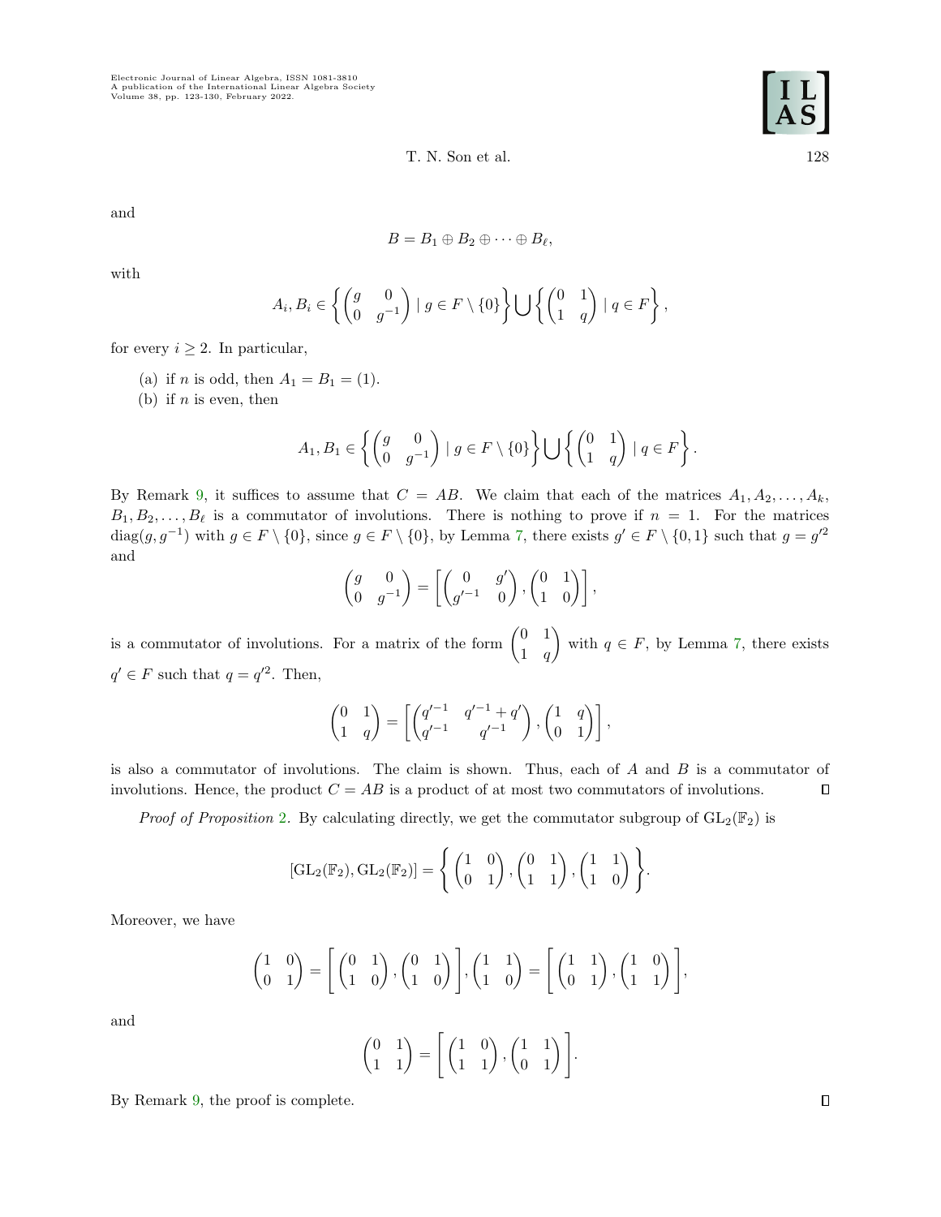and

$$B = B_1 \oplus B_2 \oplus \cdots \oplus B_\ell,$$

with

$$A_i, B_i \in \left\{ \begin{pmatrix} g & 0 \\ 0 & g^{-1} \end{pmatrix} \mid g \in F \setminus \{0\} \right\} \bigcup \left\{ \begin{pmatrix} 0 & 1 \\ 1 & q \end{pmatrix} \mid q \in F \right\},$$

for every $i \geq 2$. In particular,

(a) if $n$ is odd, then $A_1 = B_1 = (1)$.

(b) if $n$ is even, then

$$A_1, B_1 \in \left\{ \begin{pmatrix} g & 0 \\ 0 & g^{-1} \end{pmatrix} \mid g \in F \setminus \{0\} \right\} \bigcup \left\{ \begin{pmatrix} 0 & 1 \\ 1 & q \end{pmatrix} \mid q \in F \right\}.$$

By Remark 9, it suffices to assume that $C = AB$. We claim that each of the matrices $A_1, A_2, \ldots, A_k$, $B_1, B_2, \ldots, B_\ell$ is a commutator of involutions. There is nothing to prove if $n = 1$. For the matrices $\operatorname{diag}(g, g^{-1})$ with $g \in F \setminus \{0\}$, since $g \in F \setminus \{0\}$, by Lemma 7, there exists $g' \in F \setminus \{0, 1\}$ such that $g = g'^2$ and

$$\begin{pmatrix} g & 0 \\ 0 & g^{-1} \end{pmatrix} = \left[ \begin{pmatrix} 0 & g' \\ g'^{-1} & 0 \end{pmatrix}, \begin{pmatrix} 0 & 1 \\ 1 & 0 \end{pmatrix} \right],$$

is a commutator of involutions. For a matrix of the form $\begin{pmatrix} 0 & 1 \\ 1 & q \end{pmatrix}$ with $q \in F$, by Lemma 7, there exists $q' \in F$ such that $q = q'^2$. Then,

$$\begin{pmatrix} 0 & 1 \\ 1 & q \end{pmatrix} = \left[ \begin{pmatrix} q'^{-1} & q'^{-1} + q' \\ q'^{-1} & q'^{-1} \end{pmatrix}, \begin{pmatrix} 1 & q \\ 0 & 1 \end{pmatrix} \right],$$

is also a commutator of involutions. The claim is shown. Thus, each of $A$ and $B$ is a commutator of involutions. Hence, the product $C = AB$ is a product of at most two commutators of involutions. $\square$

*Proof of Proposition 2.* By calculating directly, we get the commutator subgroup of $\mathrm{GL}_2(\mathbb{F}_2)$ is

$$[\mathrm{GL}_2(\mathbb{F}_2), \mathrm{GL}_2(\mathbb{F}_2)] = \left\{ \begin{pmatrix} 1 & 0 \\ 0 & 1 \end{pmatrix}, \begin{pmatrix} 0 & 1 \\ 1 & 1 \end{pmatrix}, \begin{pmatrix} 1 & 1 \\ 1 & 0 \end{pmatrix} \right\}.$$

Moreover, we have

$$\begin{pmatrix} 1 & 0 \\ 0 & 1 \end{pmatrix} = \left[ \begin{pmatrix} 0 & 1 \\ 1 & 0 \end{pmatrix}, \begin{pmatrix} 0 & 1 \\ 1 & 0 \end{pmatrix} \right], \begin{pmatrix} 1 & 1 \\ 1 & 0 \end{pmatrix} = \left[ \begin{pmatrix} 1 & 1 \\ 0 & 1 \end{pmatrix}, \begin{pmatrix} 1 & 0 \\ 1 & 1 \end{pmatrix} \right],$$

and

$$\begin{pmatrix} 0 & 1 \\ 1 & 1 \end{pmatrix} = \left[ \begin{pmatrix} 1 & 0 \\ 1 & 1 \end{pmatrix}, \begin{pmatrix} 1 & 1 \\ 0 & 1 \end{pmatrix} \right].$$

By Remark 9, the proof is complete. $\square$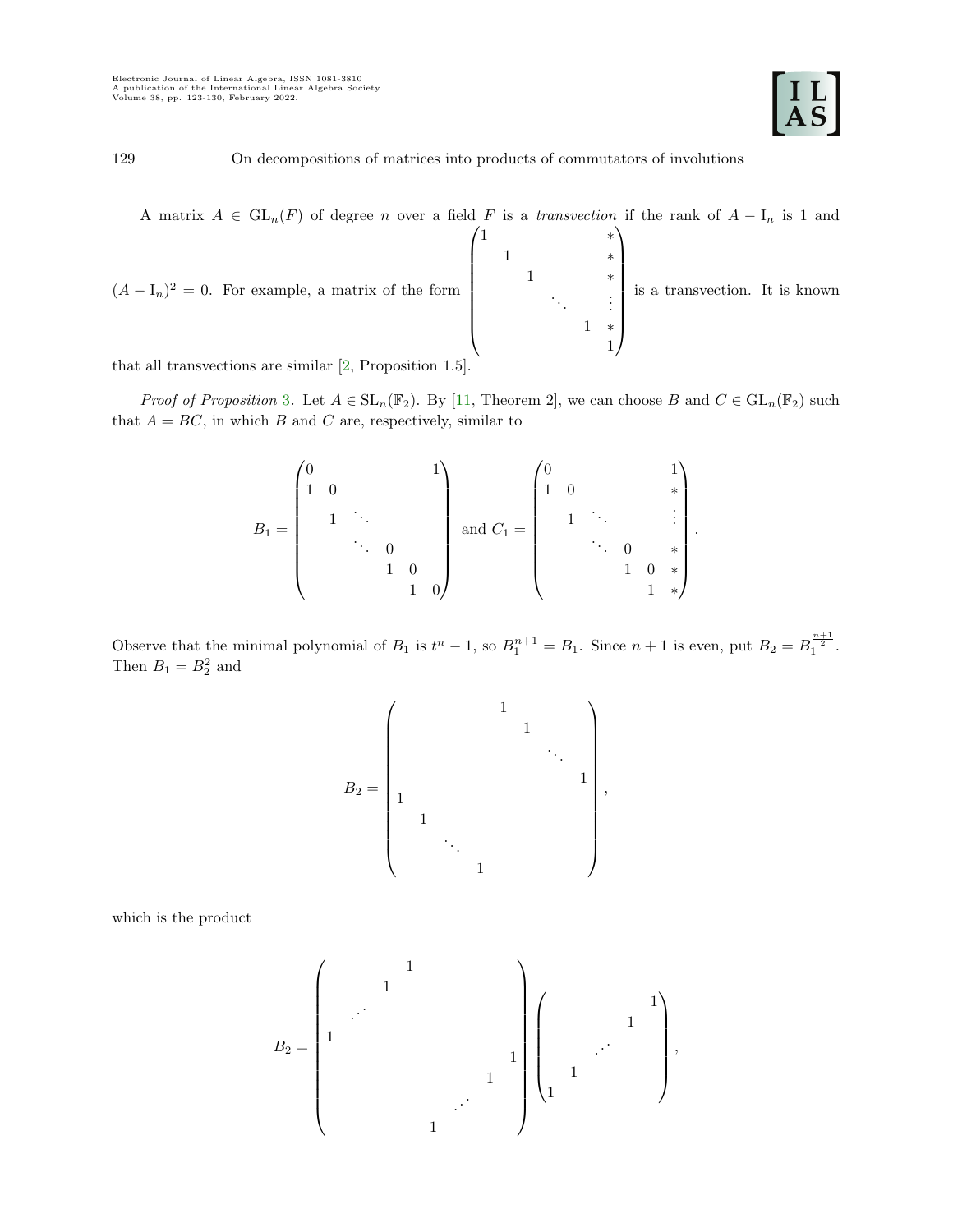A matrix $A \in \mathrm{GL}_n(F)$ of degree $n$ over a field $F$ is a *transvection* if the rank of $A - \mathrm{I}_n$ is 1 and $(A - \mathrm{I}_n)^2 = 0$. For example, a matrix of the form $\begin{pmatrix} 1 & & & & & * \\ & 1 & & & & * \\ & & 1 & & & * \\ & & & \ddots & & \vdots \\ & & & & 1 & * \\ & & & & & 1 \end{pmatrix}$ is a transvection. It is known that all transvections are similar [2, Proposition 1.5].

*Proof of Proposition 3.* Let $A \in \mathrm{SL}_n(\mathbb{F}_2)$. By [11, Theorem 2], we can choose $B$ and $C \in \mathrm{GL}_n(\mathbb{F}_2)$ such that $A = BC$, in which $B$ and $C$ are, respectively, similar to

$$B_1 = \begin{pmatrix} 0 & & & & & 1 \\ 1 & 0 & & & & \\ & 1 & \ddots & & & \\ & & \ddots & 0 & & \\ & & & 1 & 0 & \\ & & & & 1 & 0 \end{pmatrix} \text{ and } C_1 = \begin{pmatrix} 0 & & & & & 1 \\ 1 & 0 & & & & * \\ & 1 & \ddots & & & \vdots \\ & & \ddots & 0 & & * \\ & & & 1 & 0 & * \\ & & & & 1 & * \end{pmatrix}.$$

Observe that the minimal polynomial of $B_1$ is $t^n - 1$, so $B_1^{n+1} = B_1$. Since $n+1$ is even, put $B_2 = B_1^{\frac{n+1}{2}}$. Then $B_1 = B_2^2$ and

$$B_2 = \begin{pmatrix} & & & & 1 & & & \\ & & & & & 1 & & \\ & & & & & & \ddots & \\ & & & & & & & 1 \\ 1 & & & & & & & \\ & 1 & & & & & & \\ & & \ddots & & & & & \\ & & & 1 & & & & \end{pmatrix},$$

which is the product

$$B_2 = \begin{pmatrix} & & & 1 & & & \\ & & 1 & & & & \\ & \cdot^{\cdot^{\cdot}} & & & & & \\ 1 & & & & & & \\ & & & & & & 1 \\ & & & & & 1 & \\ & & & & \cdot^{\cdot^{\cdot}} & & \\ & & & 1 & & & \end{pmatrix} \begin{pmatrix} & & & & 1 \\ & & & 1 & \\ & & \cdot^{\cdot^{\cdot}} & & \\ & 1 & & & \\ 1 & & & & \end{pmatrix},$$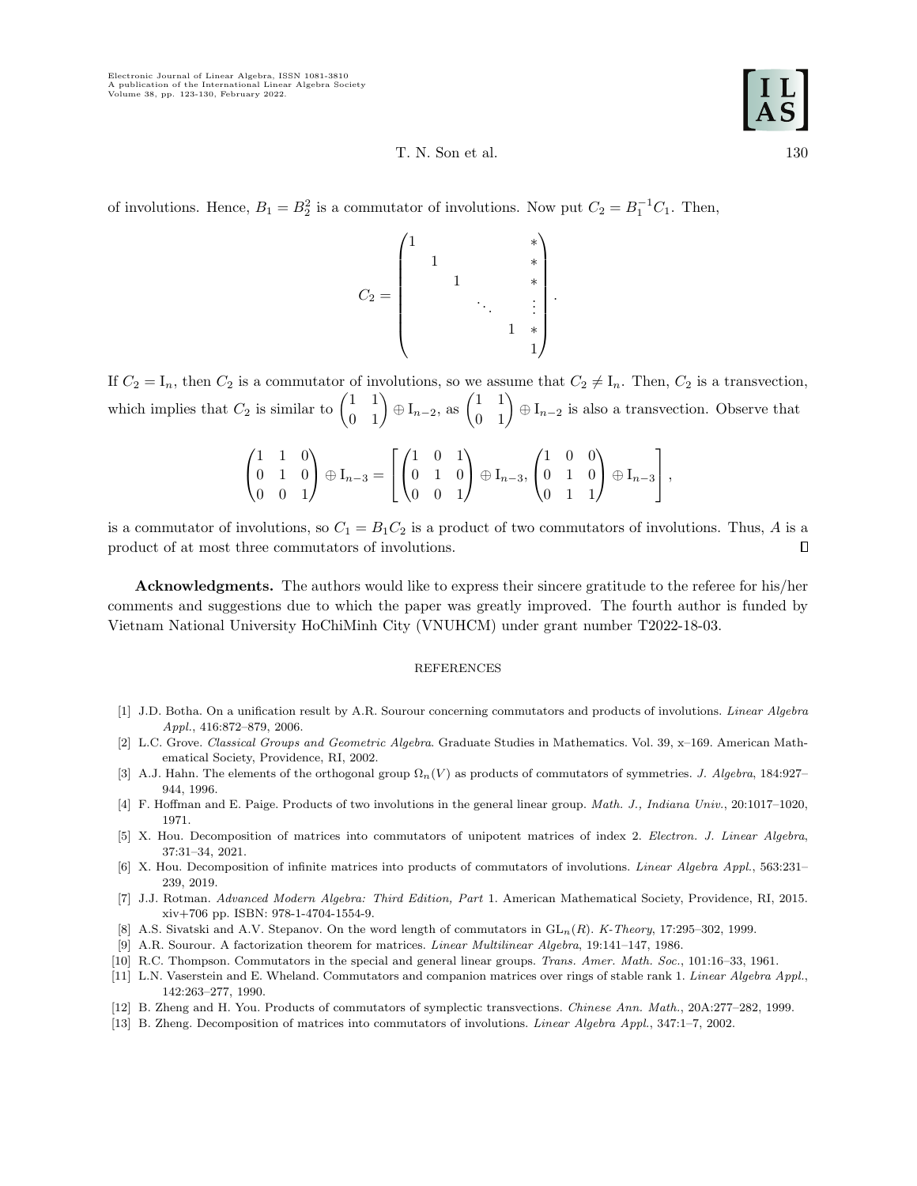of involutions. Hence, $B_1 = B_2^2$ is a commutator of involutions. Now put $C_2 = B_1^{-1}C_1$. Then,

$$C_2 = \begin{pmatrix} 1 & & & & & * \\ & 1 & & & & * \\ & & 1 & & & * \\ & & & \ddots & & \vdots \\ & & & & 1 & * \\ & & & & & 1 \end{pmatrix}.$$

If $C_2 = \mathrm{I}_n$, then $C_2$ is a commutator of involutions, so we assume that $C_2 \neq \mathrm{I}_n$. Then, $C_2$ is a transvection, which implies that $C_2$ is similar to $\begin{pmatrix} 1 & 1 \\ 0 & 1 \end{pmatrix} \oplus \mathrm{I}_{n-2}$, as $\begin{pmatrix} 1 & 1 \\ 0 & 1 \end{pmatrix} \oplus \mathrm{I}_{n-2}$ is also a transvection. Observe that

$$\begin{pmatrix} 1 & 1 & 0 \\ 0 & 1 & 0 \\ 0 & 0 & 1 \end{pmatrix} \oplus \mathrm{I}_{n-3} = \left[ \begin{pmatrix} 1 & 0 & 1 \\ 0 & 1 & 0 \\ 0 & 0 & 1 \end{pmatrix} \oplus \mathrm{I}_{n-3}, \begin{pmatrix} 1 & 0 & 0 \\ 0 & 1 & 0 \\ 0 & 1 & 1 \end{pmatrix} \oplus \mathrm{I}_{n-3} \right],$$

is a commutator of involutions, so $C_1 = B_1 C_2$ is a product of two commutators of involutions. Thus, $A$ is a product of at most three commutators of involutions. ∎

**Acknowledgments.** The authors would like to express their sincere gratitude to the referee for his/her comments and suggestions due to which the paper was greatly improved. The fourth author is funded by Vietnam National University HoChiMinh City (VNUHCM) under grant number T2022-18-03.

## REFERENCES

[1] J.D. Botha. On a unification result by A.R. Sourour concerning commutators and products of involutions. *Linear Algebra Appl.*, 416:872–879, 2006.

[2] L.C. Grove. *Classical Groups and Geometric Algebra*. Graduate Studies in Mathematics. Vol. 39, x–169. American Mathematical Society, Providence, RI, 2002.

[3] A.J. Hahn. The elements of the orthogonal group $\Omega_n(V)$ as products of commutators of symmetries. *J. Algebra*, 184:927–944, 1996.

[4] F. Hoffman and E. Paige. Products of two involutions in the general linear group. *Math. J., Indiana Univ.*, 20:1017–1020, 1971.

[5] X. Hou. Decomposition of matrices into commutators of unipotent matrices of index 2. *Electron. J. Linear Algebra*, 37:31–34, 2021.

[6] X. Hou. Decomposition of infinite matrices into products of commutators of involutions. *Linear Algebra Appl.*, 563:231–239, 2019.

[7] J.J. Rotman. *Advanced Modern Algebra: Third Edition, Part* 1. American Mathematical Society, Providence, RI, 2015. xiv+706 pp. ISBN: 978-1-4704-1554-9.

[8] A.S. Sivatski and A.V. Stepanov. On the word length of commutators in $\mathrm{GL}_n(R)$. *K-Theory*, 17:295–302, 1999.

[9] A.R. Sourour. A factorization theorem for matrices. *Linear Multilinear Algebra*, 19:141–147, 1986.

[10] R.C. Thompson. Commutators in the special and general linear groups. *Trans. Amer. Math. Soc.*, 101:16–33, 1961.

[11] L.N. Vaserstein and E. Wheland. Commutators and companion matrices over rings of stable rank 1. *Linear Algebra Appl.*, 142:263–277, 1990.

[12] B. Zheng and H. You. Products of commutators of symplectic transvections. *Chinese Ann. Math.*, 20A:277–282, 1999.

[13] B. Zheng. Decomposition of matrices into commutators of involutions. *Linear Algebra Appl.*, 347:1–7, 2002.